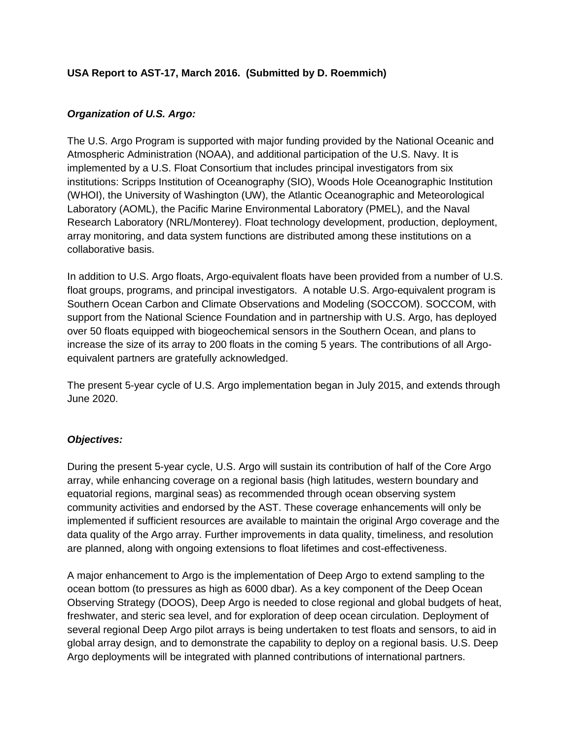**USA Report to AST-17, March 2016. (Submitted by D. Roemmich)**

***Organization of U.S. Argo:***

The U.S. Argo Program is supported with major funding provided by the National Oceanic and Atmospheric Administration (NOAA), and additional participation of the U.S. Navy. It is implemented by a U.S. Float Consortium that includes principal investigators from six institutions: Scripps Institution of Oceanography (SIO), Woods Hole Oceanographic Institution (WHOI), the University of Washington (UW), the Atlantic Oceanographic and Meteorological Laboratory (AOML), the Pacific Marine Environmental Laboratory (PMEL), and the Naval Research Laboratory (NRL/Monterey). Float technology development, production, deployment, array monitoring, and data system functions are distributed among these institutions on a collaborative basis.

In addition to U.S. Argo floats, Argo-equivalent floats have been provided from a number of U.S. float groups, programs, and principal investigators. A notable U.S. Argo-equivalent program is Southern Ocean Carbon and Climate Observations and Modeling (SOCCOM). SOCCOM, with support from the National Science Foundation and in partnership with U.S. Argo, has deployed over 50 floats equipped with biogeochemical sensors in the Southern Ocean, and plans to increase the size of its array to 200 floats in the coming 5 years. The contributions of all Argo-equivalent partners are gratefully acknowledged.

The present 5-year cycle of U.S. Argo implementation began in July 2015, and extends through June 2020.

***Objectives:***

During the present 5-year cycle, U.S. Argo will sustain its contribution of half of the Core Argo array, while enhancing coverage on a regional basis (high latitudes, western boundary and equatorial regions, marginal seas) as recommended through ocean observing system community activities and endorsed by the AST. These coverage enhancements will only be implemented if sufficient resources are available to maintain the original Argo coverage and the data quality of the Argo array. Further improvements in data quality, timeliness, and resolution are planned, along with ongoing extensions to float lifetimes and cost-effectiveness.

A major enhancement to Argo is the implementation of Deep Argo to extend sampling to the ocean bottom (to pressures as high as 6000 dbar). As a key component of the Deep Ocean Observing Strategy (DOOS), Deep Argo is needed to close regional and global budgets of heat, freshwater, and steric sea level, and for exploration of deep ocean circulation. Deployment of several regional Deep Argo pilot arrays is being undertaken to test floats and sensors, to aid in global array design, and to demonstrate the capability to deploy on a regional basis. U.S. Deep Argo deployments will be integrated with planned contributions of international partners.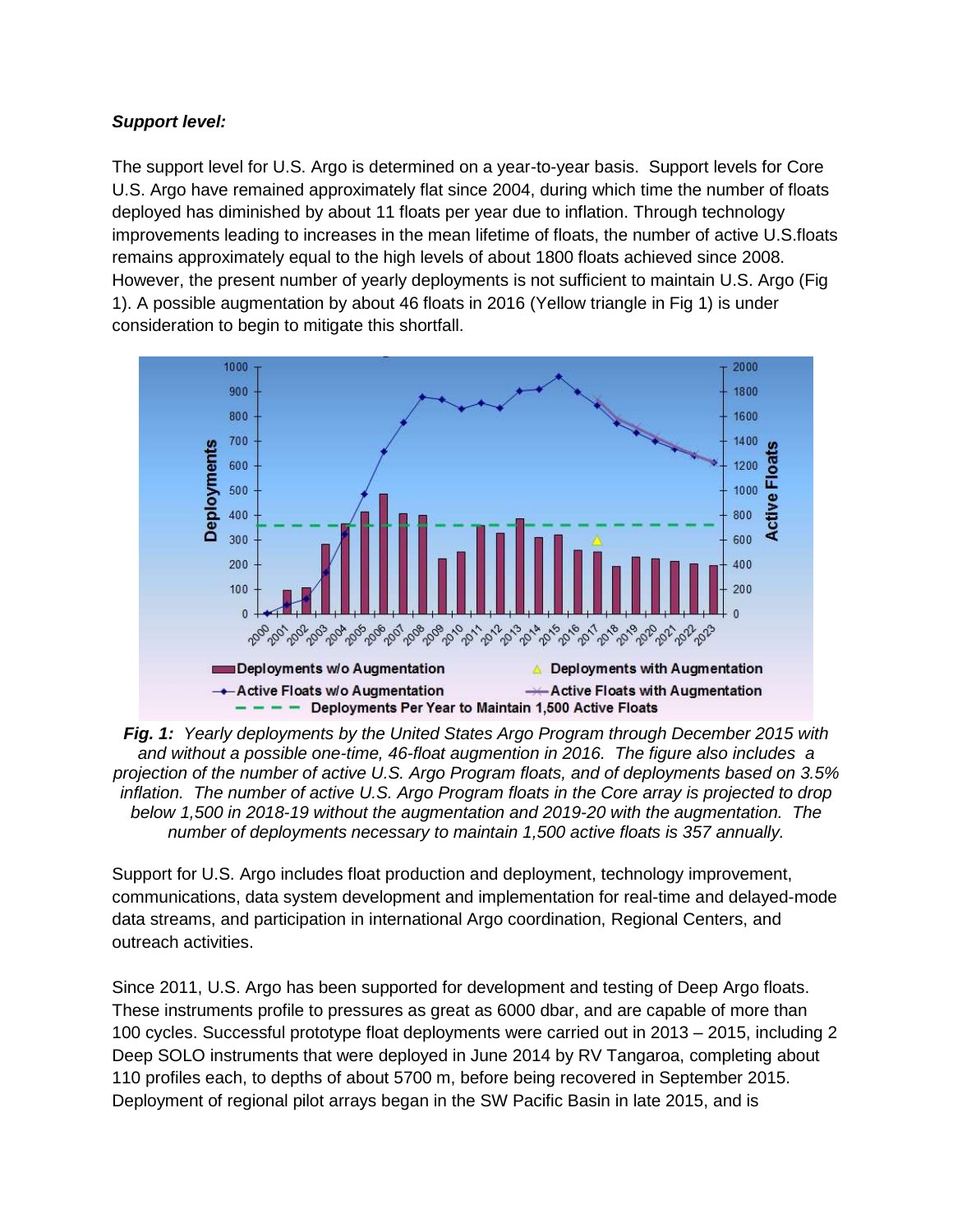***Support level:***

The support level for U.S. Argo is determined on a year-to-year basis. Support levels for Core U.S. Argo have remained approximately flat since 2004, during which time the number of floats deployed has diminished by about 11 floats per year due to inflation. Through technology improvements leading to increases in the mean lifetime of floats, the number of active U.S.floats remains approximately equal to the high levels of about 1800 floats achieved since 2008. However, the present number of yearly deployments is not sufficient to maintain U.S. Argo (Fig 1). A possible augmentation by about 46 floats in 2016 (Yellow triangle in Fig 1) is under consideration to begin to mitigate this shortfall.

***Fig. 1:*** *Yearly deployments by the United States Argo Program through December 2015 with and without a possible one-time, 46-float augmention in 2016. The figure also includes a projection of the number of active U.S. Argo Program floats, and of deployments based on 3.5% inflation. The number of active U.S. Argo Program floats in the Core array is projected to drop below 1,500 in 2018-19 without the augmentation and 2019-20 with the augmentation. The number of deployments necessary to maintain 1,500 active floats is 357 annually.*

Support for U.S. Argo includes float production and deployment, technology improvement, communications, data system development and implementation for real-time and delayed-mode data streams, and participation in international Argo coordination, Regional Centers, and outreach activities.

Since 2011, U.S. Argo has been supported for development and testing of Deep Argo floats. These instruments profile to pressures as great as 6000 dbar, and are capable of more than 100 cycles. Successful prototype float deployments were carried out in 2013 – 2015, including 2 Deep SOLO instruments that were deployed in June 2014 by RV Tangaroa, completing about 110 profiles each, to depths of about 5700 m, before being recovered in September 2015. Deployment of regional pilot arrays began in the SW Pacific Basin in late 2015, and is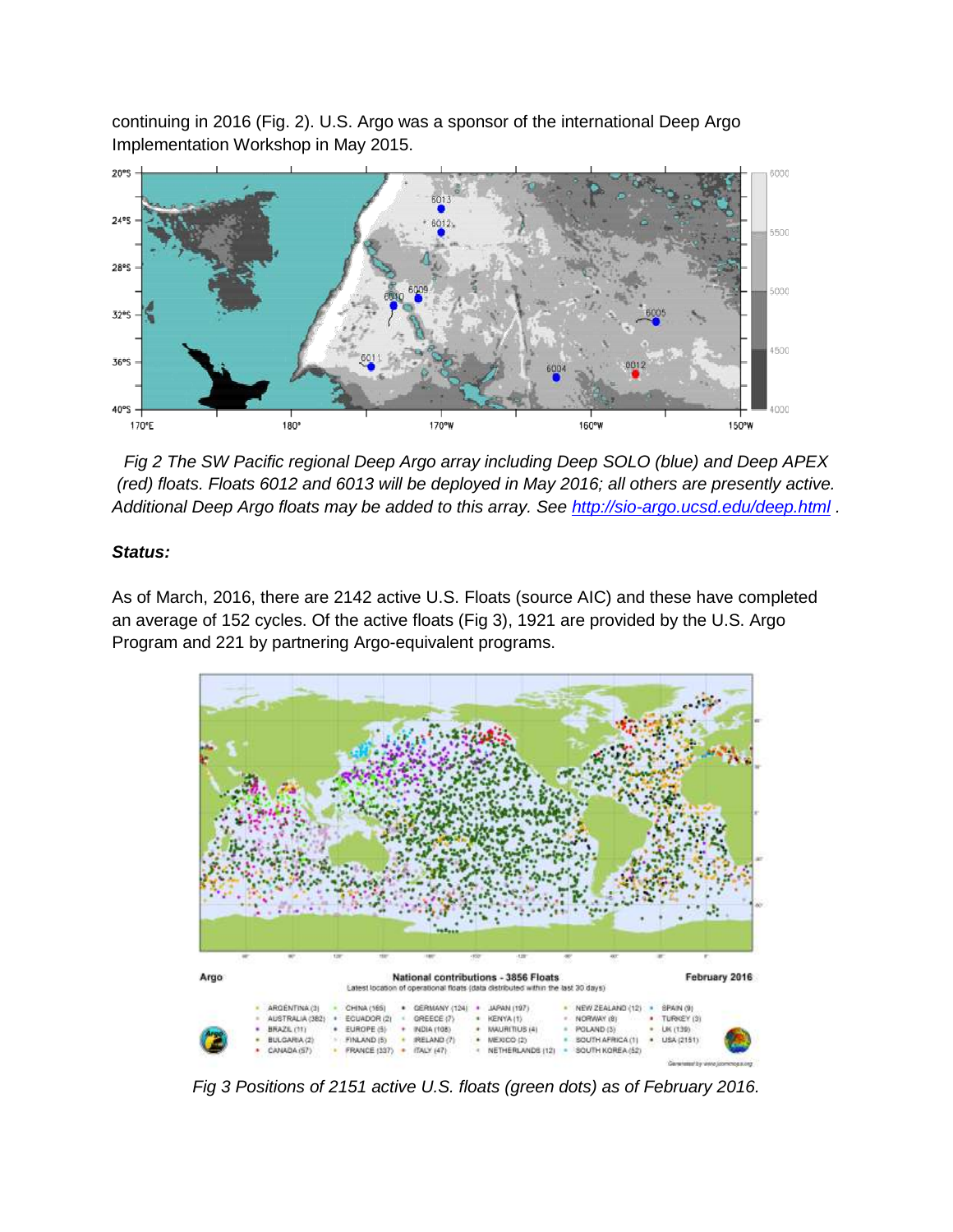continuing in 2016 (Fig. 2). U.S. Argo was a sponsor of the international Deep Argo Implementation Workshop in May 2015.

*Fig 2 The SW Pacific regional Deep Argo array including Deep SOLO (blue) and Deep APEX (red) floats. Floats 6012 and 6013 will be deployed in May 2016; all others are presently active. Additional Deep Argo floats may be added to this array. See [http://sio-argo.ucsd.edu/deep.html](http://sio-argo.ucsd.edu/deep.html) .*

***Status:***

As of March, 2016, there are 2142 active U.S. Floats (source AIC) and these have completed an average of 152 cycles. Of the active floats (Fig 3), 1921 are provided by the U.S. Argo Program and 221 by partnering Argo-equivalent programs.

*Fig 3 Positions of 2151 active U.S. floats (green dots) as of February 2016.*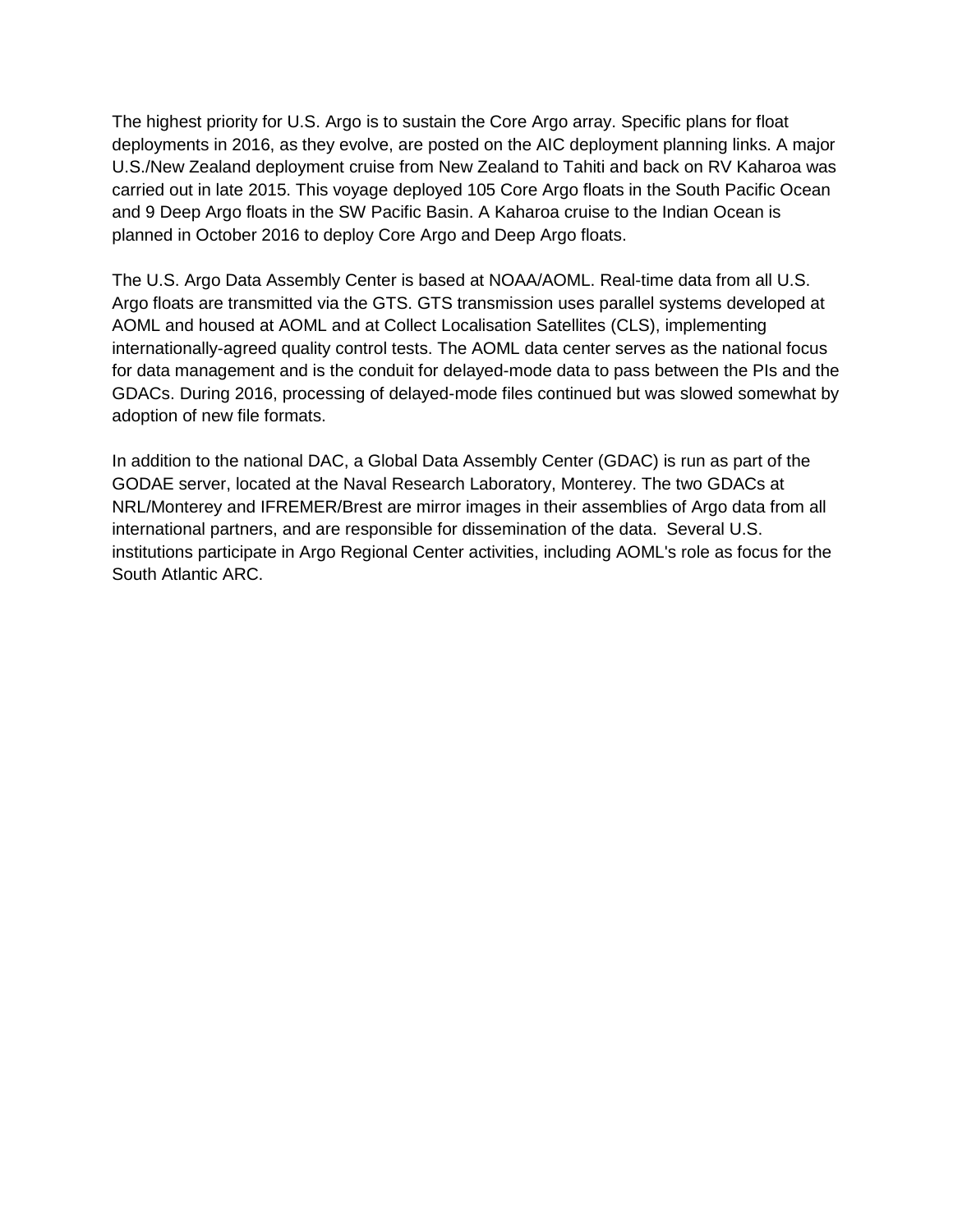The highest priority for U.S. Argo is to sustain the Core Argo array. Specific plans for float deployments in 2016, as they evolve, are posted on the AIC deployment planning links. A major U.S./New Zealand deployment cruise from New Zealand to Tahiti and back on RV Kaharoa was carried out in late 2015. This voyage deployed 105 Core Argo floats in the South Pacific Ocean and 9 Deep Argo floats in the SW Pacific Basin. A Kaharoa cruise to the Indian Ocean is planned in October 2016 to deploy Core Argo and Deep Argo floats.

The U.S. Argo Data Assembly Center is based at NOAA/AOML. Real-time data from all U.S. Argo floats are transmitted via the GTS. GTS transmission uses parallel systems developed at AOML and housed at AOML and at Collect Localisation Satellites (CLS), implementing internationally-agreed quality control tests. The AOML data center serves as the national focus for data management and is the conduit for delayed-mode data to pass between the PIs and the GDACs. During 2016, processing of delayed-mode files continued but was slowed somewhat by adoption of new file formats.

In addition to the national DAC, a Global Data Assembly Center (GDAC) is run as part of the GODAE server, located at the Naval Research Laboratory, Monterey. The two GDACs at NRL/Monterey and IFREMER/Brest are mirror images in their assemblies of Argo data from all international partners, and are responsible for dissemination of the data. Several U.S. institutions participate in Argo Regional Center activities, including AOML's role as focus for the South Atlantic ARC.